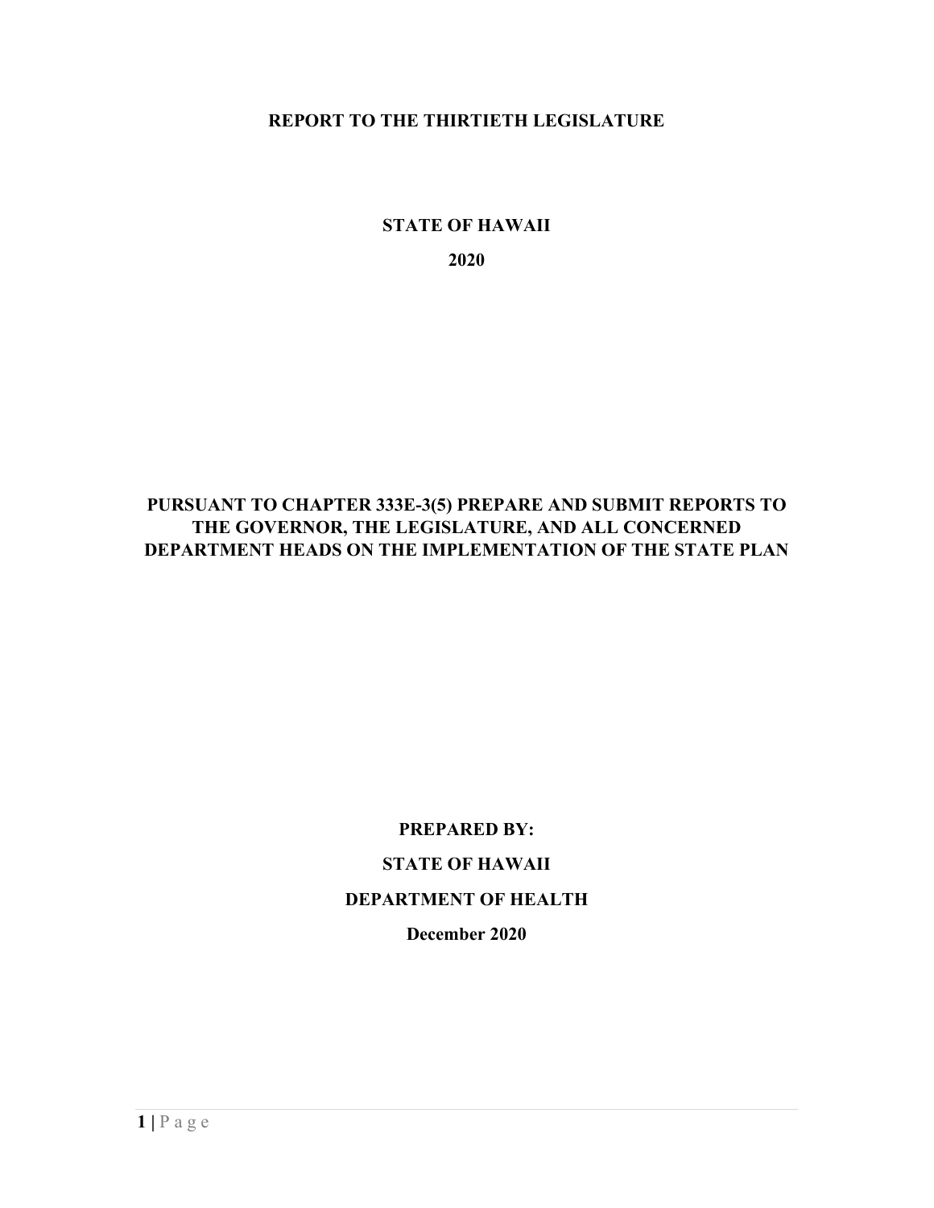# REPORT TO THE THIRTIETH LEGISLATURE

**STATE OF HAWAII**

**2020**

**PURSUANT TO CHAPTER 333E-3(5) PREPARE AND SUBMIT REPORTS TO THE GOVERNOR, THE LEGISLATURE, AND ALL CONCERNED DEPARTMENT HEADS ON THE IMPLEMENTATION OF THE STATE PLAN**

**PREPARED BY:**

**STATE OF HAWAII**

**DEPARTMENT OF HEALTH**

**December 2020**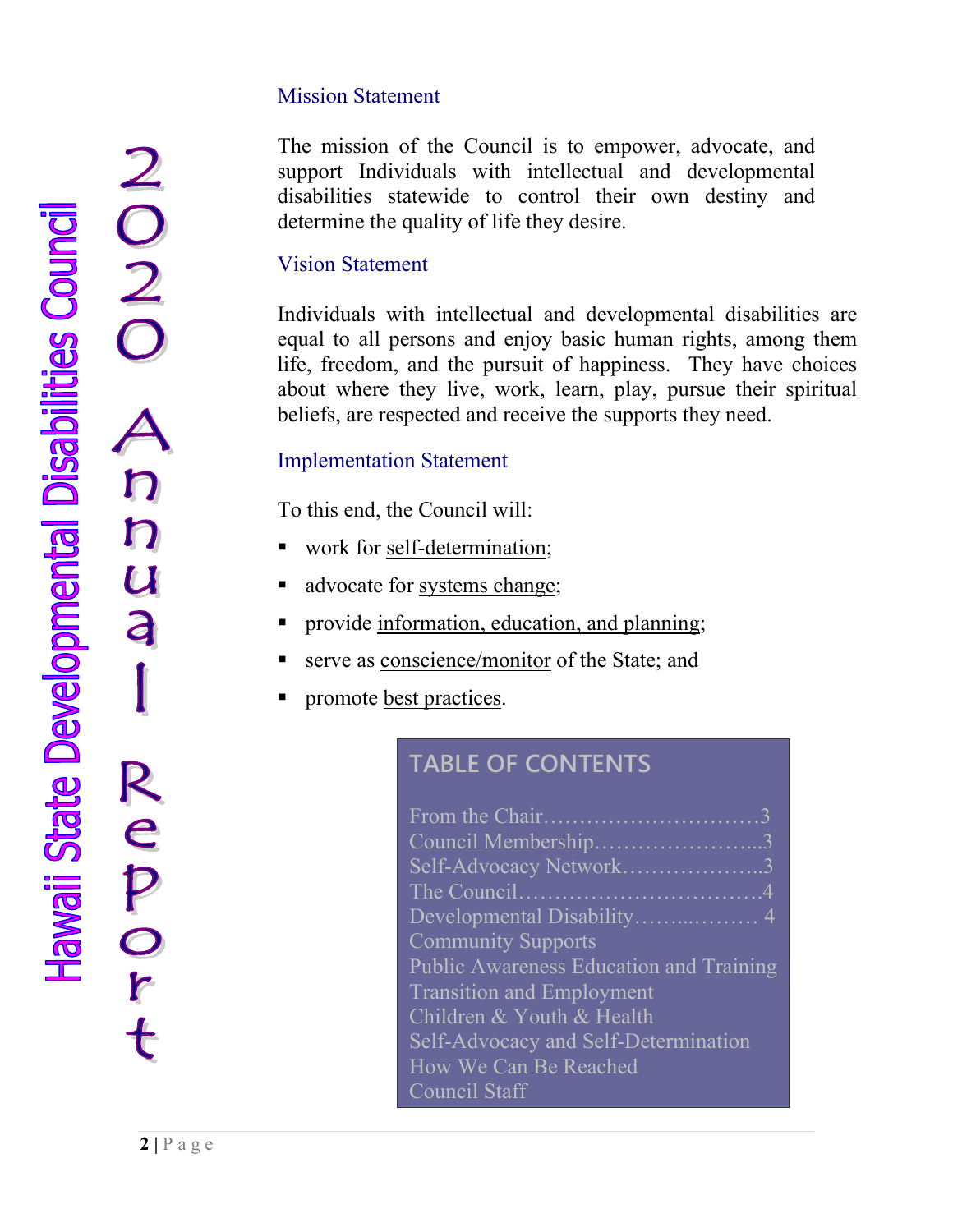Hawaii State Developmental Disabilities Council

2020 Annual Report

## Mission Statement

The mission of the Council is to empower, advocate, and support Individuals with intellectual and developmental disabilities statewide to control their own destiny and determine the quality of life they desire.

## Vision Statement

Individuals with intellectual and developmental disabilities are equal to all persons and enjoy basic human rights, among them life, freedom, and the pursuit of happiness. They have choices about where they live, work, learn, play, pursue their spiritual beliefs, are respected and receive the supports they need.

## Implementation Statement

To this end, the Council will:

- work for self-determination;
- advocate for systems change;
- provide information, education, and planning;
- serve as conscience/monitor of the State; and
- promote best practices.

## TABLE OF CONTENTS

From the Chair.............................3
Council Membership.....................3
Self-Advocacy Network..................3
The Council................................4
Developmental Disability.............. 4
Community Supports
Public Awareness Education and Training
Transition and Employment
Children & Youth & Health
Self-Advocacy and Self-Determination
How We Can Be Reached
Council Staff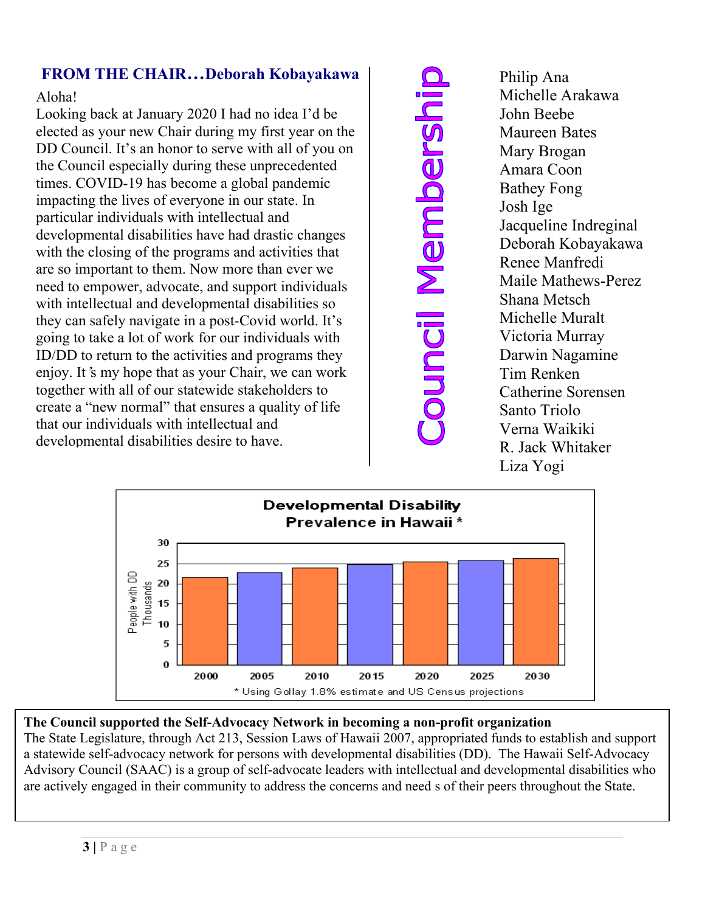## FROM THE CHAIR…Deborah Kobayakawa

Aloha!

Looking back at January 2020 I had no idea I'd be elected as your new Chair during my first year on the DD Council. It's an honor to serve with all of you on the Council especially during these unprecedented times. COVID-19 has become a global pandemic impacting the lives of everyone in our state. In particular individuals with intellectual and developmental disabilities have had drastic changes with the closing of the programs and activities that are so important to them. Now more than ever we need to empower, advocate, and support individuals with intellectual and developmental disabilities so they can safely navigate in a post-Covid world. It's going to take a lot of work for our individuals with ID/DD to return to the activities and programs they enjoy. It's my hope that as your Chair, we can work together with all of our statewide stakeholders to create a "new normal" that ensures a quality of life that our individuals with intellectual and developmental disabilities desire to have.

## Council Membership

Philip Ana
Michelle Arakawa
John Beebe
Maureen Bates
Mary Brogan
Amara Coon
Bathey Fong
Josh Ige
Jacqueline Indreginal
Deborah Kobayakawa
Renee Manfredi
Maile Mathews-Perez
Shana Metsch
Michelle Muralt
Victoria Murray
Darwin Nagamine
Tim Renken
Catherine Sorensen
Santo Triolo
Verna Waikiki
R. Jack Whitaker
Liza Yogi

Developmental Disability Prevalence in Hawaii *

People with DD Thousands

30
25
20
15
10
5
0

2000 2005 2010 2015 2020 2025 2030

* Using Gollay 1.8% estimate and US Census projections

**The Council supported the Self-Advocacy Network in becoming a non-profit organization**

The State Legislature, through Act 213, Session Laws of Hawaii 2007, appropriated funds to establish and support a statewide self-advocacy network for persons with developmental disabilities (DD). The Hawaii Self-Advocacy Advisory Council (SAAC) is a group of self-advocate leaders with intellectual and developmental disabilities who are actively engaged in their community to address the concerns and need s of their peers throughout the State.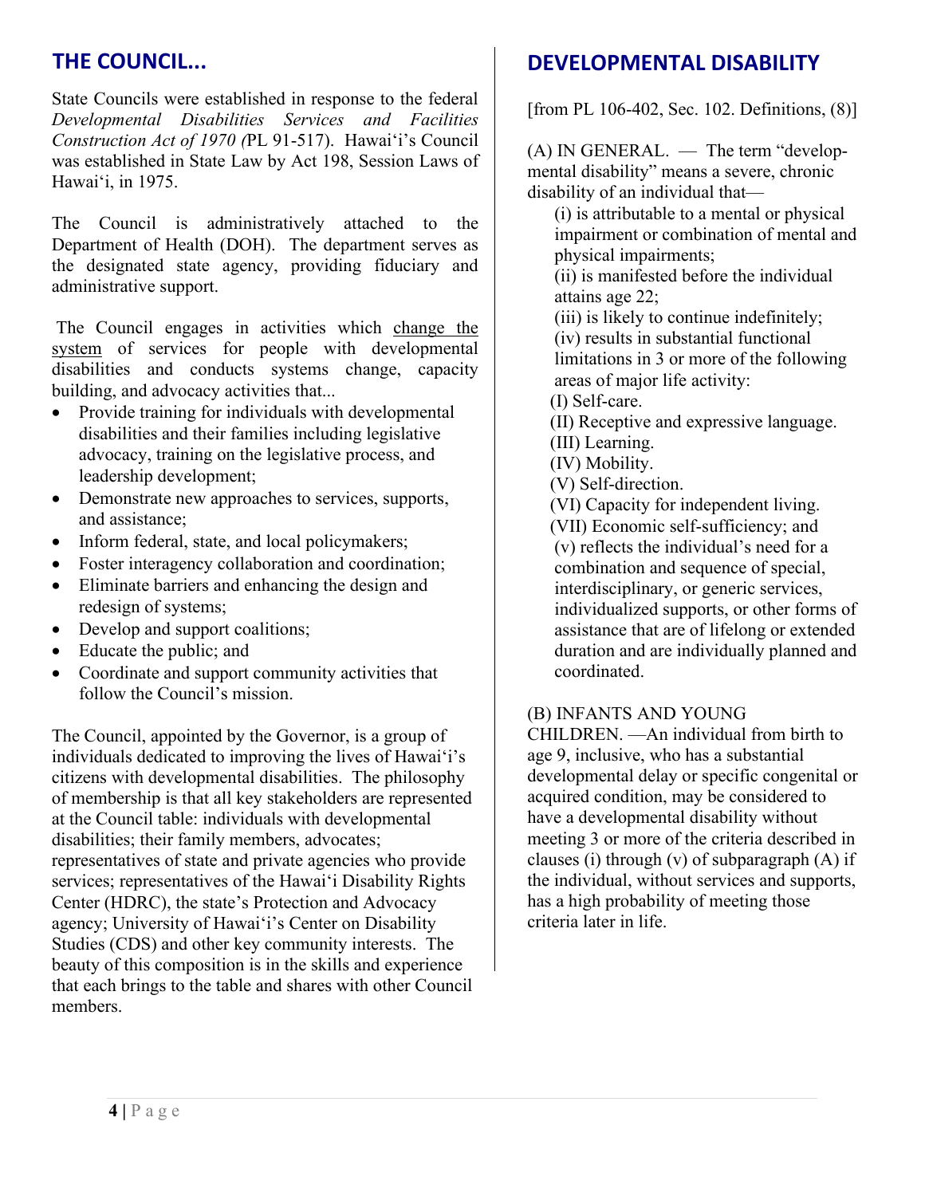## THE COUNCIL...

State Councils were established in response to the federal *Developmental Disabilities Services and Facilities Construction Act of 1970 (*PL 91-517). Hawai'i's Council was established in State Law by Act 198, Session Laws of Hawai'i, in 1975.

The Council is administratively attached to the Department of Health (DOH). The department serves as the designated state agency, providing fiduciary and administrative support.

The Council engages in activities which <u>change the system</u> of services for people with developmental disabilities and conducts systems change, capacity building, and advocacy activities that...

- Provide training for individuals with developmental disabilities and their families including legislative advocacy, training on the legislative process, and leadership development;
- Demonstrate new approaches to services, supports, and assistance;
- Inform federal, state, and local policymakers;
- Foster interagency collaboration and coordination;
- Eliminate barriers and enhancing the design and redesign of systems;
- Develop and support coalitions;
- Educate the public; and
- Coordinate and support community activities that follow the Council's mission.

The Council, appointed by the Governor, is a group of individuals dedicated to improving the lives of Hawai'i's citizens with developmental disabilities. The philosophy of membership is that all key stakeholders are represented at the Council table: individuals with developmental disabilities; their family members, advocates; representatives of state and private agencies who provide services; representatives of the Hawai'i Disability Rights Center (HDRC), the state's Protection and Advocacy agency; University of Hawai'i's Center on Disability Studies (CDS) and other key community interests. The beauty of this composition is in the skills and experience that each brings to the table and shares with other Council members.

## DEVELOPMENTAL DISABILITY

[from PL 106-402, Sec. 102. Definitions, (8)]

(A) IN GENERAL. — The term "developmental disability" means a severe, chronic disability of an individual that—

(i) is attributable to a mental or physical impairment or combination of mental and physical impairments;
(ii) is manifested before the individual attains age 22;
(iii) is likely to continue indefinitely;
(iv) results in substantial functional limitations in 3 or more of the following areas of major life activity:
(I) Self-care.
(II) Receptive and expressive language.
(III) Learning.
(IV) Mobility.
(V) Self-direction.
(VI) Capacity for independent living.
(VII) Economic self-sufficiency; and
(v) reflects the individual's need for a combination and sequence of special, interdisciplinary, or generic services, individualized supports, or other forms of assistance that are of lifelong or extended duration and are individually planned and coordinated.

(B) INFANTS AND YOUNG CHILDREN. —An individual from birth to age 9, inclusive, who has a substantial developmental delay or specific congenital or acquired condition, may be considered to have a developmental disability without meeting 3 or more of the criteria described in clauses (i) through (v) of subparagraph (A) if the individual, without services and supports, has a high probability of meeting those criteria later in life.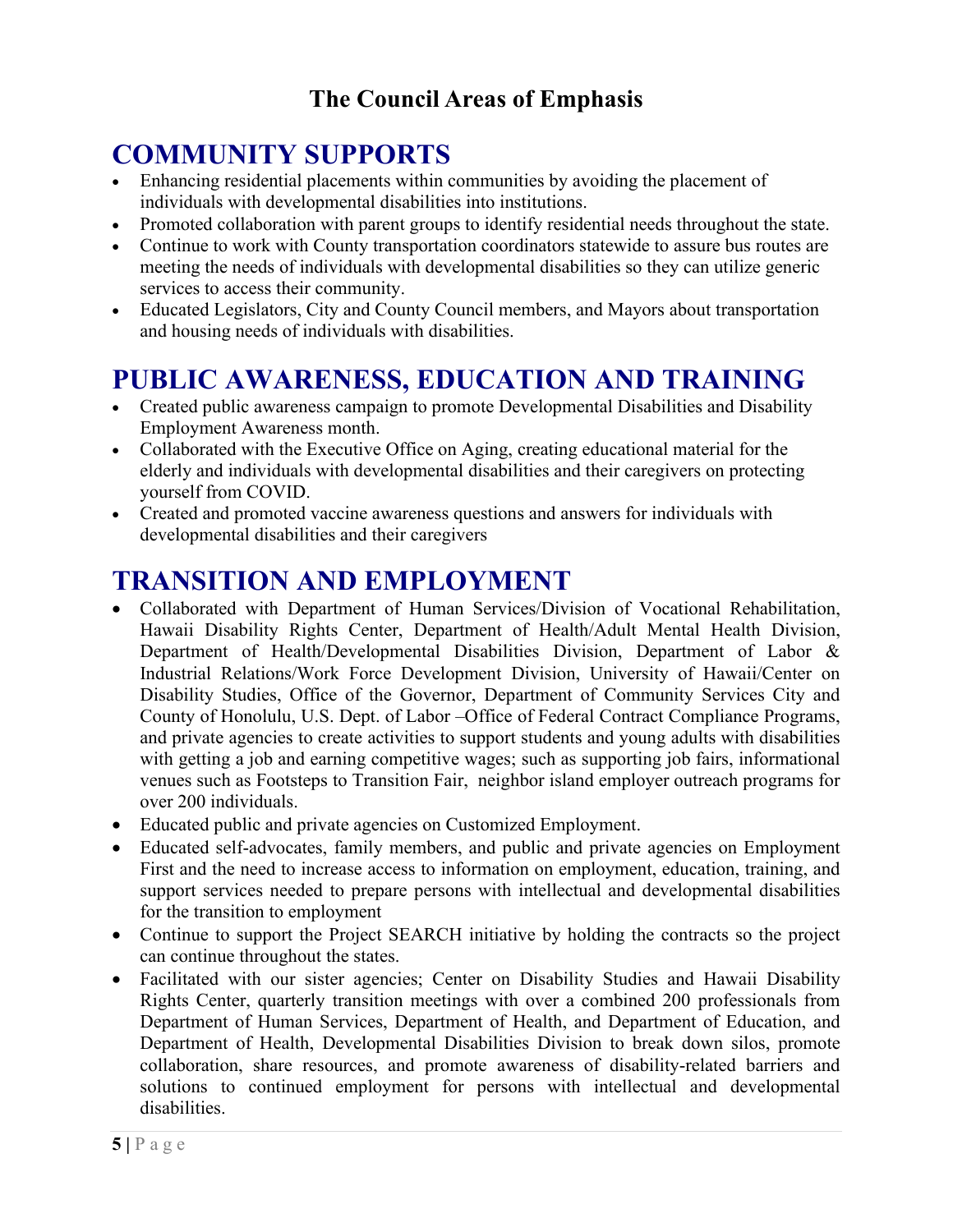## The Council Areas of Emphasis

# COMMUNITY SUPPORTS

- Enhancing residential placements within communities by avoiding the placement of individuals with developmental disabilities into institutions.
- Promoted collaboration with parent groups to identify residential needs throughout the state.
- Continue to work with County transportation coordinators statewide to assure bus routes are meeting the needs of individuals with developmental disabilities so they can utilize generic services to access their community.
- Educated Legislators, City and County Council members, and Mayors about transportation and housing needs of individuals with disabilities.

# PUBLIC AWARENESS, EDUCATION AND TRAINING

- Created public awareness campaign to promote Developmental Disabilities and Disability Employment Awareness month.
- Collaborated with the Executive Office on Aging, creating educational material for the elderly and individuals with developmental disabilities and their caregivers on protecting yourself from COVID.
- Created and promoted vaccine awareness questions and answers for individuals with developmental disabilities and their caregivers

# TRANSITION AND EMPLOYMENT

- Collaborated with Department of Human Services/Division of Vocational Rehabilitation, Hawaii Disability Rights Center, Department of Health/Adult Mental Health Division, Department of Health/Developmental Disabilities Division, Department of Labor & Industrial Relations/Work Force Development Division, University of Hawaii/Center on Disability Studies, Office of the Governor, Department of Community Services City and County of Honolulu, U.S. Dept. of Labor –Office of Federal Contract Compliance Programs, and private agencies to create activities to support students and young adults with disabilities with getting a job and earning competitive wages; such as supporting job fairs, informational venues such as Footsteps to Transition Fair, neighbor island employer outreach programs for over 200 individuals.
- Educated public and private agencies on Customized Employment.
- Educated self-advocates, family members, and public and private agencies on Employment First and the need to increase access to information on employment, education, training, and support services needed to prepare persons with intellectual and developmental disabilities for the transition to employment
- Continue to support the Project SEARCH initiative by holding the contracts so the project can continue throughout the states.
- Facilitated with our sister agencies; Center on Disability Studies and Hawaii Disability Rights Center, quarterly transition meetings with over a combined 200 professionals from Department of Human Services, Department of Health, and Department of Education, and Department of Health, Developmental Disabilities Division to break down silos, promote collaboration, share resources, and promote awareness of disability-related barriers and solutions to continued employment for persons with intellectual and developmental disabilities.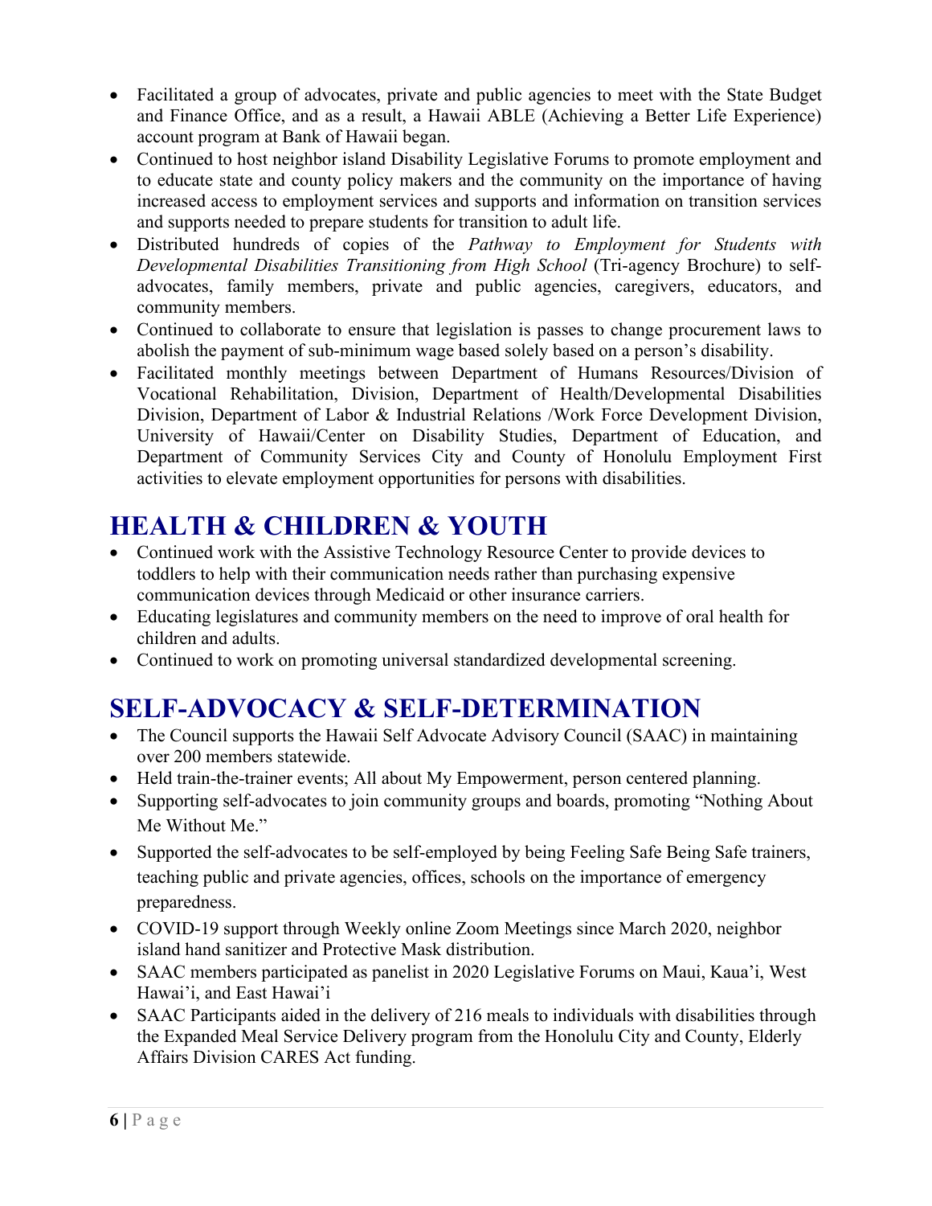- Facilitated a group of advocates, private and public agencies to meet with the State Budget and Finance Office, and as a result, a Hawaii ABLE (Achieving a Better Life Experience) account program at Bank of Hawaii began.
- Continued to host neighbor island Disability Legislative Forums to promote employment and to educate state and county policy makers and the community on the importance of having increased access to employment services and supports and information on transition services and supports needed to prepare students for transition to adult life.
- Distributed hundreds of copies of the *Pathway to Employment for Students with Developmental Disabilities Transitioning from High School* (Tri-agency Brochure) to self-advocates, family members, private and public agencies, caregivers, educators, and community members.
- Continued to collaborate to ensure that legislation is passes to change procurement laws to abolish the payment of sub-minimum wage based solely based on a person's disability.
- Facilitated monthly meetings between Department of Humans Resources/Division of Vocational Rehabilitation, Division, Department of Health/Developmental Disabilities Division, Department of Labor & Industrial Relations /Work Force Development Division, University of Hawaii/Center on Disability Studies, Department of Education, and Department of Community Services City and County of Honolulu Employment First activities to elevate employment opportunities for persons with disabilities.

# HEALTH & CHILDREN & YOUTH

- Continued work with the Assistive Technology Resource Center to provide devices to toddlers to help with their communication needs rather than purchasing expensive communication devices through Medicaid or other insurance carriers.
- Educating legislatures and community members on the need to improve of oral health for children and adults.
- Continued to work on promoting universal standardized developmental screening.

# SELF-ADVOCACY & SELF-DETERMINATION

- The Council supports the Hawaii Self Advocate Advisory Council (SAAC) in maintaining over 200 members statewide.
- Held train-the-trainer events; All about My Empowerment, person centered planning.
- Supporting self-advocates to join community groups and boards, promoting "Nothing About Me Without Me."
- Supported the self-advocates to be self-employed by being Feeling Safe Being Safe trainers, teaching public and private agencies, offices, schools on the importance of emergency preparedness.
- COVID-19 support through Weekly online Zoom Meetings since March 2020, neighbor island hand sanitizer and Protective Mask distribution.
- SAAC members participated as panelist in 2020 Legislative Forums on Maui, Kaua'i, West Hawai'i, and East Hawai'i
- SAAC Participants aided in the delivery of 216 meals to individuals with disabilities through the Expanded Meal Service Delivery program from the Honolulu City and County, Elderly Affairs Division CARES Act funding.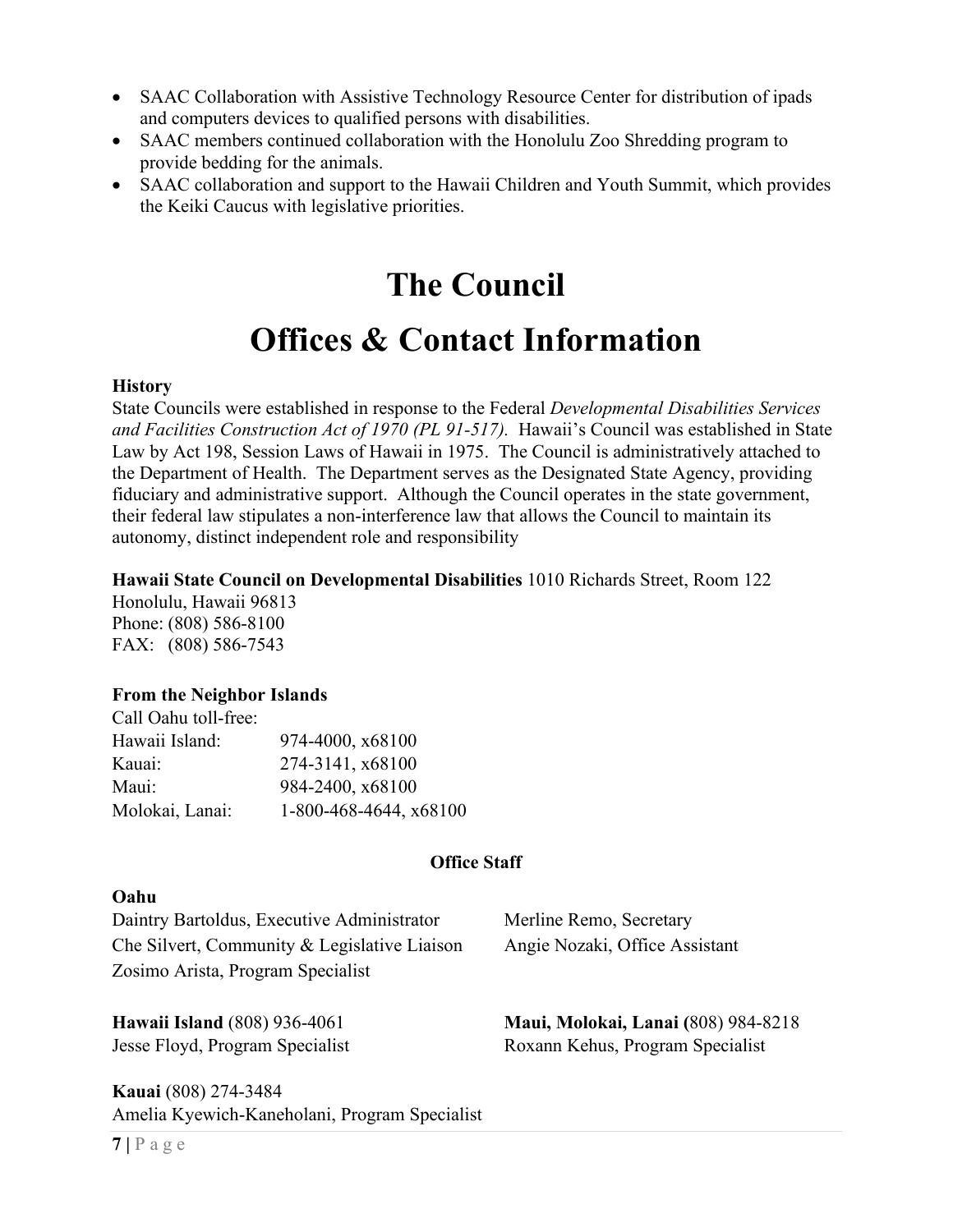- SAAC Collaboration with Assistive Technology Resource Center for distribution of ipads and computers devices to qualified persons with disabilities.
- SAAC members continued collaboration with the Honolulu Zoo Shredding program to provide bedding for the animals.
- SAAC collaboration and support to the Hawaii Children and Youth Summit, which provides the Keiki Caucus with legislative priorities.

# The Council

# Offices & Contact Information

**History**

State Councils were established in response to the Federal *Developmental Disabilities Services and Facilities Construction Act of 1970 (PL 91-517).* Hawaii's Council was established in State Law by Act 198, Session Laws of Hawaii in 1975. The Council is administratively attached to the Department of Health. The Department serves as the Designated State Agency, providing fiduciary and administrative support. Although the Council operates in the state government, their federal law stipulates a non-interference law that allows the Council to maintain its autonomy, distinct independent role and responsibility

**Hawaii State Council on Developmental Disabilities** 1010 Richards Street, Room 122
Honolulu, Hawaii 96813
Phone: (808) 586-8100
FAX: (808) 586-7543

**From the Neighbor Islands**

Call Oahu toll-free:

| | |
|---|---|
| Hawaii Island: | 974-4000, x68100 |
| Kauai: | 274-3141, x68100 |
| Maui: | 984-2400, x68100 |
| Molokai, Lanai: | 1-800-468-4644, x68100 |

**Office Staff**

**Oahu**

Daintry Bartoldus, Executive Administrator
Che Silvert, Community & Legislative Liaison
Zosimo Arista, Program Specialist
Merline Remo, Secretary
Angie Nozaki, Office Assistant

**Hawaii Island** (808) 936-4061
Jesse Floyd, Program Specialist

**Maui, Molokai, Lanai (**808) 984-8218
Roxann Kehus, Program Specialist

**Kauai** (808) 274-3484
Amelia Kyewich-Kaneholani, Program Specialist